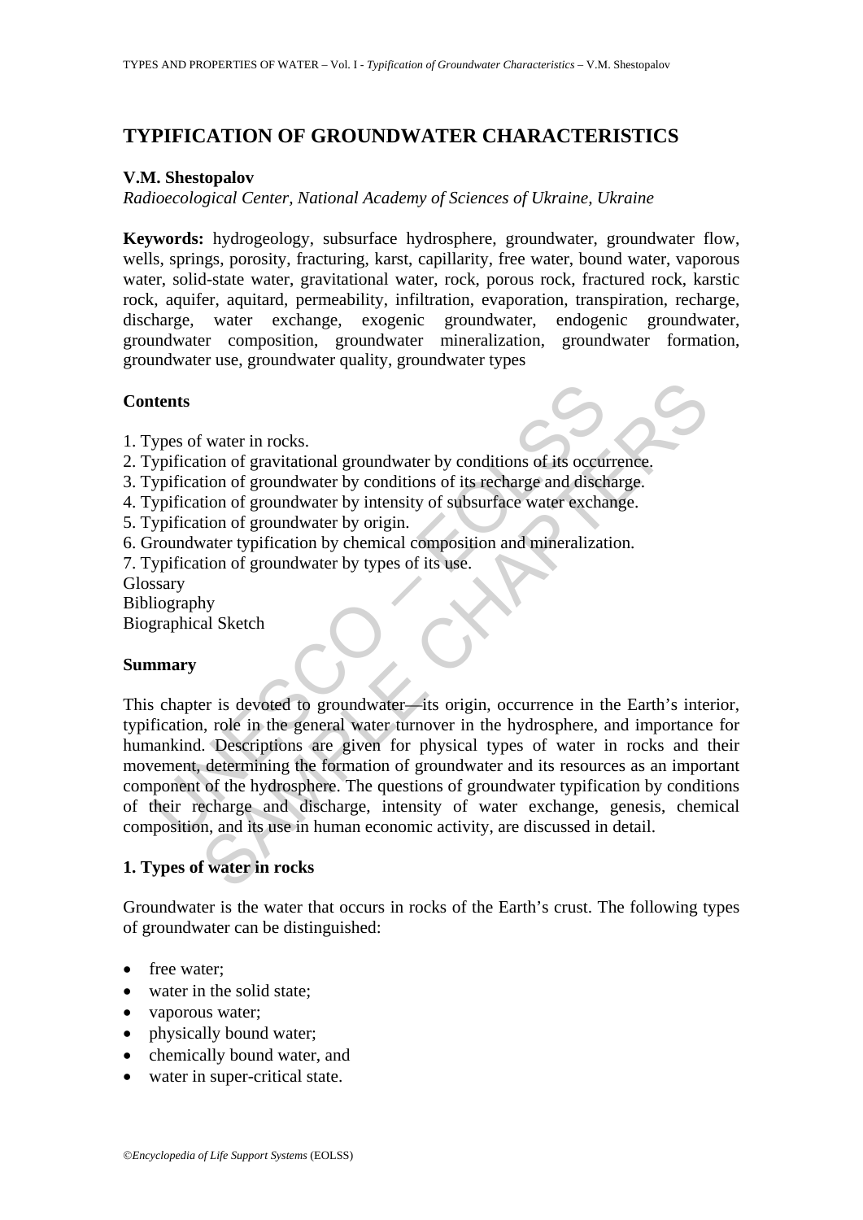# TYPIFICATION OF GROUNDWATER CHARACTERISTICS

**V.M. Shestopalov**

*Radioecological Center, National Academy of Sciences of Ukraine, Ukraine*

**Keywords:** hydrogeology, subsurface hydrosphere, groundwater, groundwater flow, wells, springs, porosity, fracturing, karst, capillarity, free water, bound water, vaporous water, solid-state water, gravitational water, rock, porous rock, fractured rock, karstic rock, aquifer, aquitard, permeability, infiltration, evaporation, transpiration, recharge, discharge, water exchange, exogenic groundwater, endogenic groundwater, groundwater composition, groundwater mineralization, groundwater formation, groundwater use, groundwater quality, groundwater types

## Contents

1. Types of water in rocks.
2. Typification of gravitational groundwater by conditions of its occurrence.
3. Typification of groundwater by conditions of its recharge and discharge.
4. Typification of groundwater by intensity of subsurface water exchange.
5. Typification of groundwater by origin.
6. Groundwater typification by chemical composition and mineralization.
7. Typification of groundwater by types of its use.

Glossary
Bibliography
Biographical Sketch

## Summary

This chapter is devoted to groundwater—its origin, occurrence in the Earth's interior, typification, role in the general water turnover in the hydrosphere, and importance for humankind. Descriptions are given for physical types of water in rocks and their movement, determining the formation of groundwater and its resources as an important component of the hydrosphere. The questions of groundwater typification by conditions of their recharge and discharge, intensity of water exchange, genesis, chemical composition, and its use in human economic activity, are discussed in detail.

## 1. Types of water in rocks

Groundwater is the water that occurs in rocks of the Earth's crust. The following types of groundwater can be distinguished:

- free water;
- water in the solid state;
- vaporous water;
- physically bound water;
- chemically bound water, and
- water in super-critical state.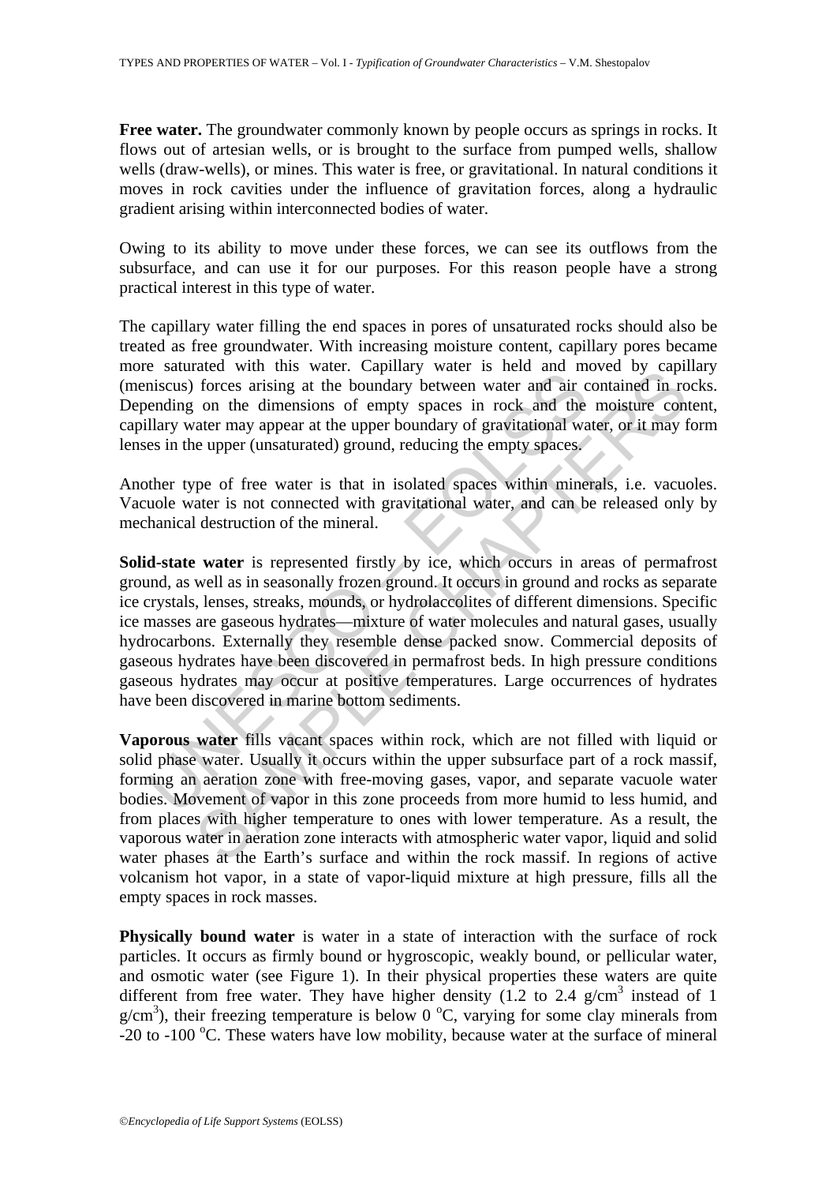**Free water.** The groundwater commonly known by people occurs as springs in rocks. It flows out of artesian wells, or is brought to the surface from pumped wells, shallow wells (draw-wells), or mines. This water is free, or gravitational. In natural conditions it moves in rock cavities under the influence of gravitation forces, along a hydraulic gradient arising within interconnected bodies of water.

Owing to its ability to move under these forces, we can see its outflows from the subsurface, and can use it for our purposes. For this reason people have a strong practical interest in this type of water.

The capillary water filling the end spaces in pores of unsaturated rocks should also be treated as free groundwater. With increasing moisture content, capillary pores became more saturated with this water. Capillary water is held and moved by capillary (meniscus) forces arising at the boundary between water and air contained in rocks. Depending on the dimensions of empty spaces in rock and the moisture content, capillary water may appear at the upper boundary of gravitational water, or it may form lenses in the upper (unsaturated) ground, reducing the empty spaces.

Another type of free water is that in isolated spaces within minerals, i.e. vacuoles. Vacuole water is not connected with gravitational water, and can be released only by mechanical destruction of the mineral.

**Solid-state water** is represented firstly by ice, which occurs in areas of permafrost ground, as well as in seasonally frozen ground. It occurs in ground and rocks as separate ice crystals, lenses, streaks, mounds, or hydrolaccolites of different dimensions. Specific ice masses are gaseous hydrates—mixture of water molecules and natural gases, usually hydrocarbons. Externally they resemble dense packed snow. Commercial deposits of gaseous hydrates have been discovered in permafrost beds. In high pressure conditions gaseous hydrates may occur at positive temperatures. Large occurrences of hydrates have been discovered in marine bottom sediments.

**Vaporous water** fills vacant spaces within rock, which are not filled with liquid or solid phase water. Usually it occurs within the upper subsurface part of a rock massif, forming an aeration zone with free-moving gases, vapor, and separate vacuole water bodies. Movement of vapor in this zone proceeds from more humid to less humid, and from places with higher temperature to ones with lower temperature. As a result, the vaporous water in aeration zone interacts with atmospheric water vapor, liquid and solid water phases at the Earth's surface and within the rock massif. In regions of active volcanism hot vapor, in a state of vapor-liquid mixture at high pressure, fills all the empty spaces in rock masses.

**Physically bound water** is water in a state of interaction with the surface of rock particles. It occurs as firmly bound or hygroscopic, weakly bound, or pellicular water, and osmotic water (see Figure 1). In their physical properties these waters are quite different from free water. They have higher density (1.2 to 2.4 $g/cm^3$ instead of 1 $g/cm^3$), their freezing temperature is below 0 $^oC$, varying for some clay minerals from -20 to -100 $^oC$. These waters have low mobility, because water at the surface of mineral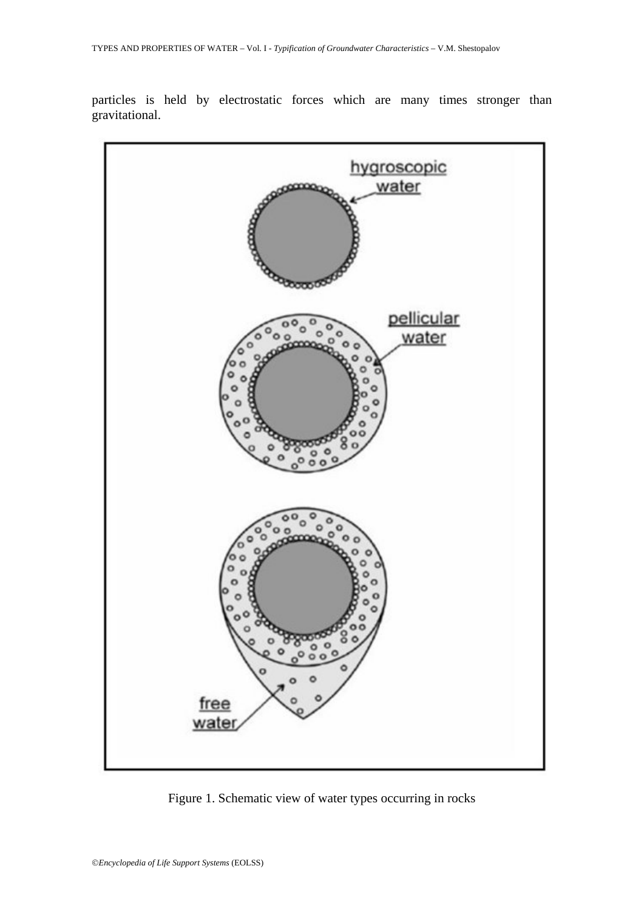particles is held by electrostatic forces which are many times stronger than gravitational.

Figure 1. Schematic view of water types occurring in rocks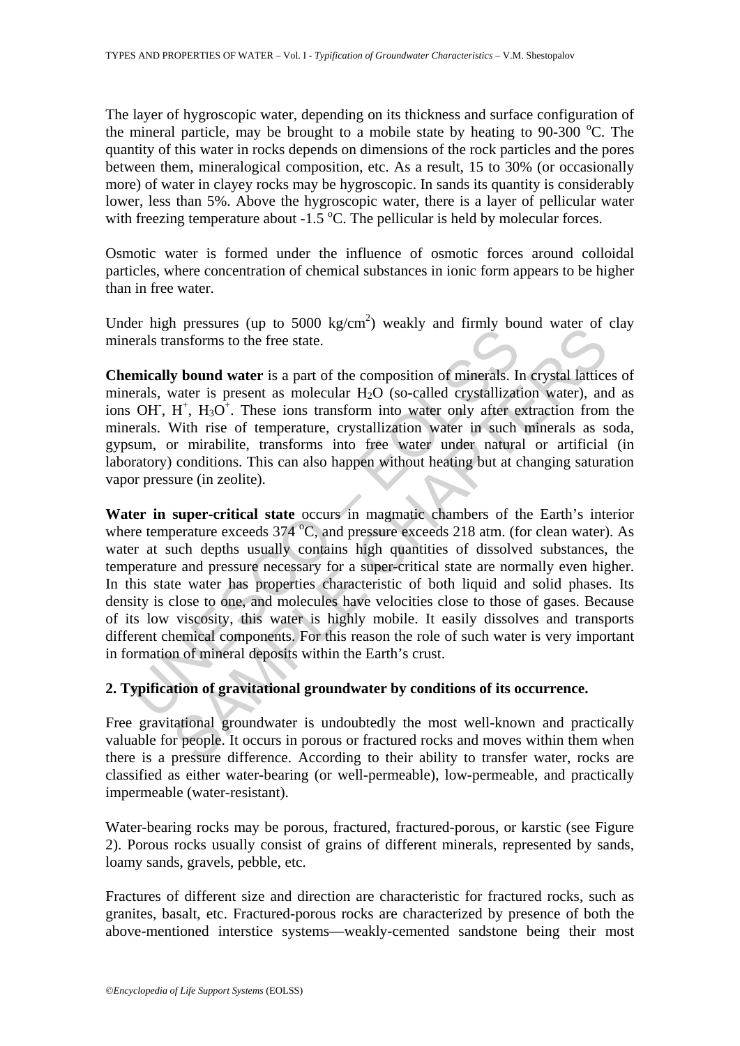The layer of hygroscopic water, depending on its thickness and surface configuration of the mineral particle, may be brought to a mobile state by heating to 90-300 $^{o}$C. The quantity of this water in rocks depends on dimensions of the rock particles and the pores between them, mineralogical composition, etc. As a result, 15 to 30% (or occasionally more) of water in clayey rocks may be hygroscopic. In sands its quantity is considerably lower, less than 5%. Above the hygroscopic water, there is a layer of pellicular water with freezing temperature about -1.5 $^{o}$C. The pellicular is held by molecular forces.

Osmotic water is formed under the influence of osmotic forces around colloidal particles, where concentration of chemical substances in ionic form appears to be higher than in free water.

Under high pressures (up to 5000 kg/cm$^2$) weakly and firmly bound water of clay minerals transforms to the free state.

**Chemically bound water** is a part of the composition of minerals. In crystal lattices of minerals, water is present as molecular $H_2O$ (so-called crystallization water), and as ions $OH^-$, $H^+$, $H_3O^+$. These ions transform into water only after extraction from the minerals. With rise of temperature, crystallization water in such minerals as soda, gypsum, or mirabilite, transforms into free water under natural or artificial (in laboratory) conditions. This can also happen without heating but at changing saturation vapor pressure (in zeolite).

**Water in super-critical state** occurs in magmatic chambers of the Earth's interior where temperature exceeds 374 $^{o}$C, and pressure exceeds 218 atm. (for clean water). As water at such depths usually contains high quantities of dissolved substances, the temperature and pressure necessary for a super-critical state are normally even higher. In this state water has properties characteristic of both liquid and solid phases. Its density is close to one, and molecules have velocities close to those of gases. Because of its low viscosity, this water is highly mobile. It easily dissolves and transports different chemical components. For this reason the role of such water is very important in formation of mineral deposits within the Earth's crust.

## 2. Typification of gravitational groundwater by conditions of its occurrence.

Free gravitational groundwater is undoubtedly the most well-known and practically valuable for people. It occurs in porous or fractured rocks and moves within them when there is a pressure difference. According to their ability to transfer water, rocks are classified as either water-bearing (or well-permeable), low-permeable, and practically impermeable (water-resistant).

Water-bearing rocks may be porous, fractured, fractured-porous, or karstic (see Figure 2). Porous rocks usually consist of grains of different minerals, represented by sands, loamy sands, gravels, pebble, etc.

Fractures of different size and direction are characteristic for fractured rocks, such as granites, basalt, etc. Fractured-porous rocks are characterized by presence of both the above-mentioned interstice systems—weakly-cemented sandstone being their most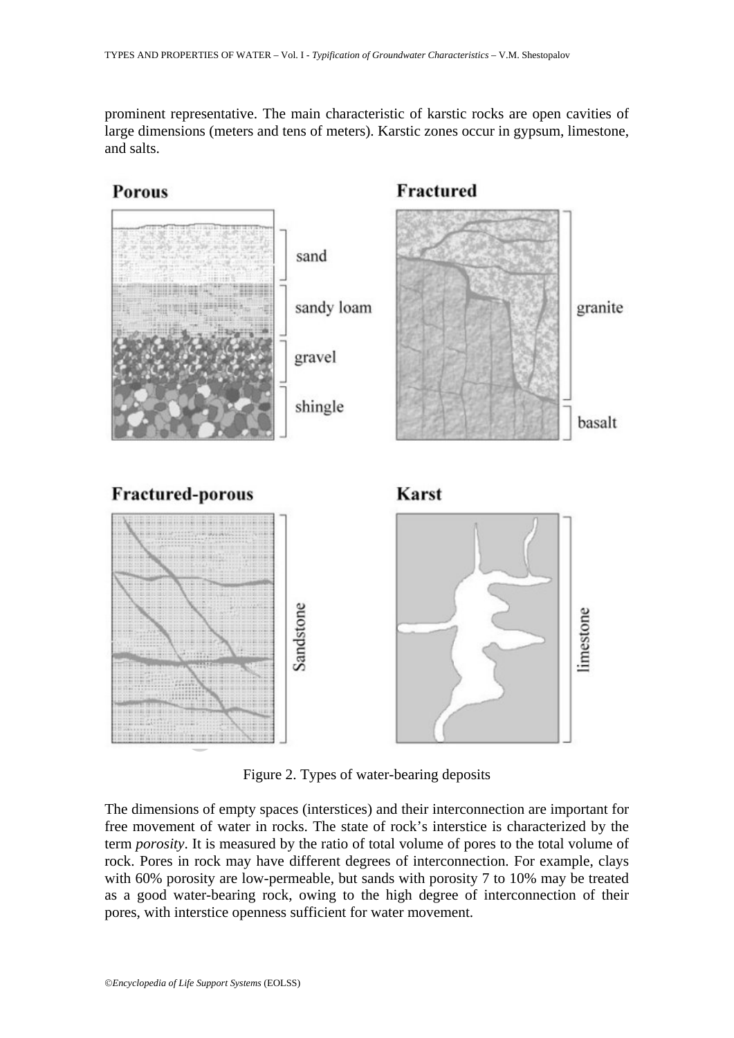prominent representative. The main characteristic of karstic rocks are open cavities of large dimensions (meters and tens of meters). Karstic zones occur in gypsum, limestone, and salts.

Figure 2. Types of water-bearing deposits

The dimensions of empty spaces (interstices) and their interconnection are important for free movement of water in rocks. The state of rock's interstice is characterized by the term *porosity*. It is measured by the ratio of total volume of pores to the total volume of rock. Pores in rock may have different degrees of interconnection. For example, clays with 60% porosity are low-permeable, but sands with porosity 7 to 10% may be treated as a good water-bearing rock, owing to the high degree of interconnection of their pores, with interstice openness sufficient for water movement.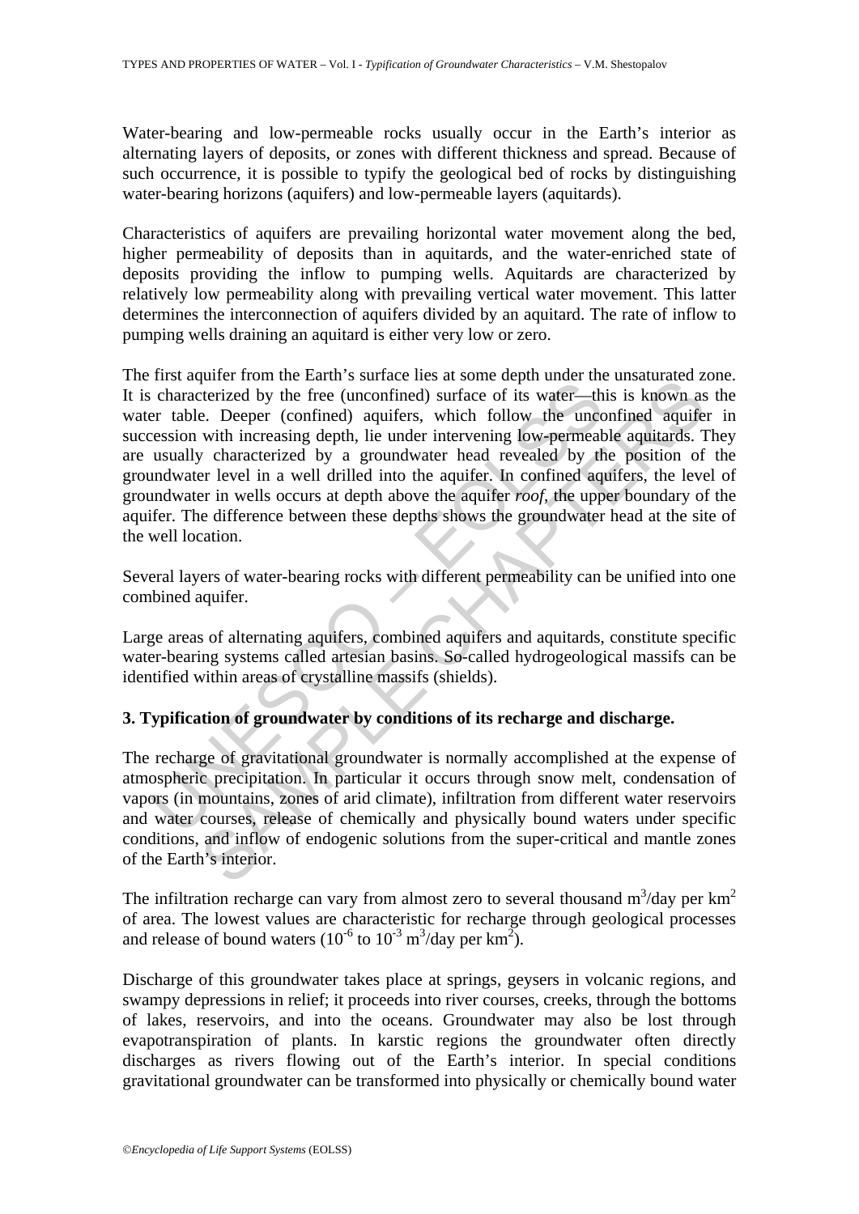Water-bearing and low-permeable rocks usually occur in the Earth's interior as alternating layers of deposits, or zones with different thickness and spread. Because of such occurrence, it is possible to typify the geological bed of rocks by distinguishing water-bearing horizons (aquifers) and low-permeable layers (aquitards).

Characteristics of aquifers are prevailing horizontal water movement along the bed, higher permeability of deposits than in aquitards, and the water-enriched state of deposits providing the inflow to pumping wells. Aquitards are characterized by relatively low permeability along with prevailing vertical water movement. This latter determines the interconnection of aquifers divided by an aquitard. The rate of inflow to pumping wells draining an aquitard is either very low or zero.

The first aquifer from the Earth's surface lies at some depth under the unsaturated zone. It is characterized by the free (unconfined) surface of its water—this is known as the water table. Deeper (confined) aquifers, which follow the unconfined aquifer in succession with increasing depth, lie under intervening low-permeable aquitards. They are usually characterized by a groundwater head revealed by the position of the groundwater level in a well drilled into the aquifer. In confined aquifers, the level of groundwater in wells occurs at depth above the aquifer *roof*, the upper boundary of the aquifer. The difference between these depths shows the groundwater head at the site of the well location.

Several layers of water-bearing rocks with different permeability can be unified into one combined aquifer.

Large areas of alternating aquifers, combined aquifers and aquitards, constitute specific water-bearing systems called artesian basins. So-called hydrogeological massifs can be identified within areas of crystalline massifs (shields).

## 3. Typification of groundwater by conditions of its recharge and discharge.

The recharge of gravitational groundwater is normally accomplished at the expense of atmospheric precipitation. In particular it occurs through snow melt, condensation of vapors (in mountains, zones of arid climate), infiltration from different water reservoirs and water courses, release of chemically and physically bound waters under specific conditions, and inflow of endogenic solutions from the super-critical and mantle zones of the Earth's interior.

The infiltration recharge can vary from almost zero to several thousand $m^3$/day per $km^2$ of area. The lowest values are characteristic for recharge through geological processes and release of bound waters ($10^{-6}$ to $10^{-3}$ $m^3$/day per $km^2$).

Discharge of this groundwater takes place at springs, geysers in volcanic regions, and swampy depressions in relief; it proceeds into river courses, creeks, through the bottoms of lakes, reservoirs, and into the oceans. Groundwater may also be lost through evapotranspiration of plants. In karstic regions the groundwater often directly discharges as rivers flowing out of the Earth's interior. In special conditions gravitational groundwater can be transformed into physically or chemically bound water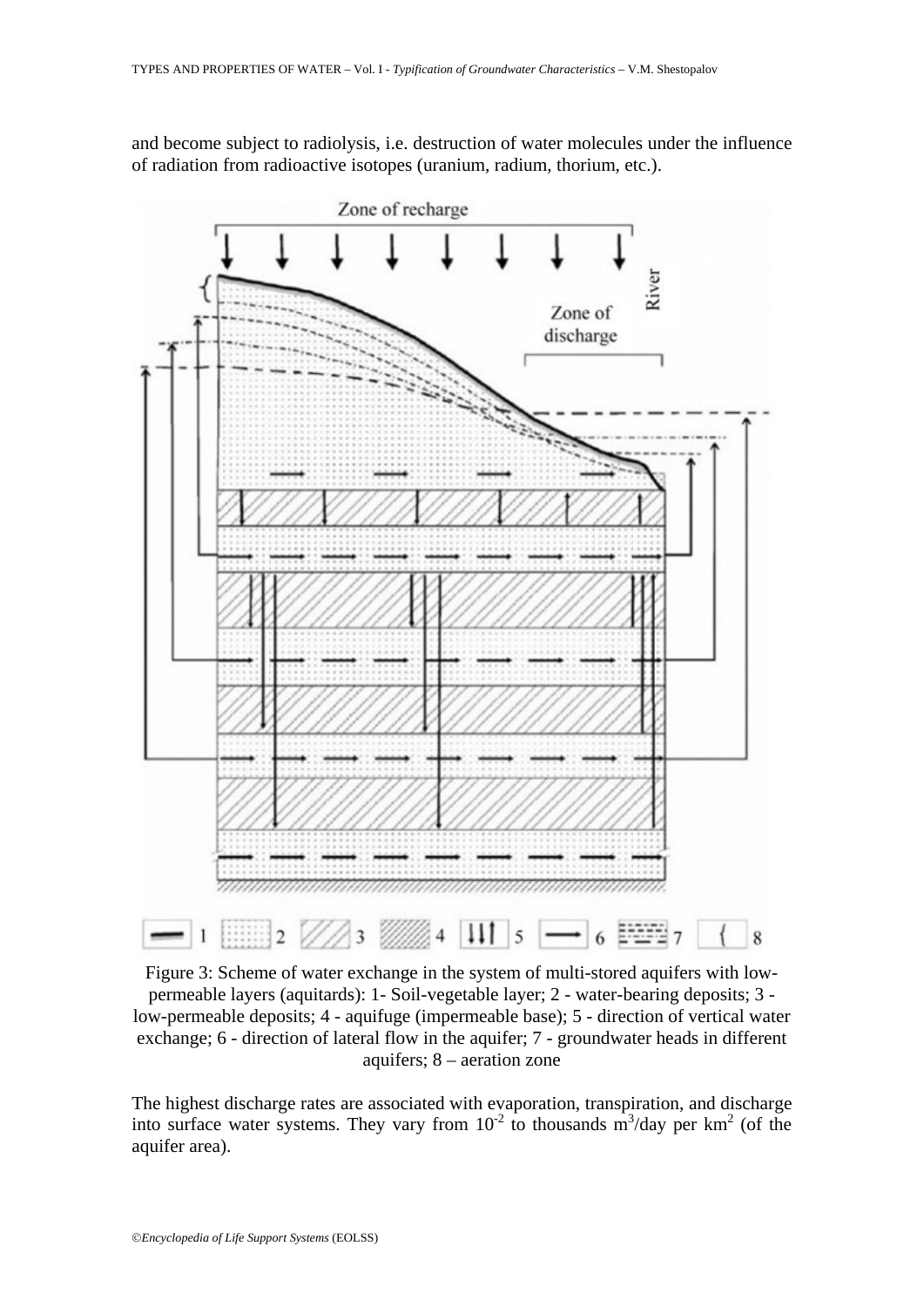and become subject to radiolysis, i.e. destruction of water molecules under the influence of radiation from radioactive isotopes (uranium, radium, thorium, etc.).

Figure 3: Scheme of water exchange in the system of multi-stored aquifers with low-permeable layers (aquitards): 1- Soil-vegetable layer; 2 - water-bearing deposits; 3 - low-permeable deposits; 4 - aquifuge (impermeable base); 5 - direction of vertical water exchange; 6 - direction of lateral flow in the aquifer; 7 - groundwater heads in different aquifers; 8 – aeration zone

The highest discharge rates are associated with evaporation, transpiration, and discharge into surface water systems. They vary from $10^{-2}$ to thousands $m^3$/day per $km^2$ (of the aquifer area).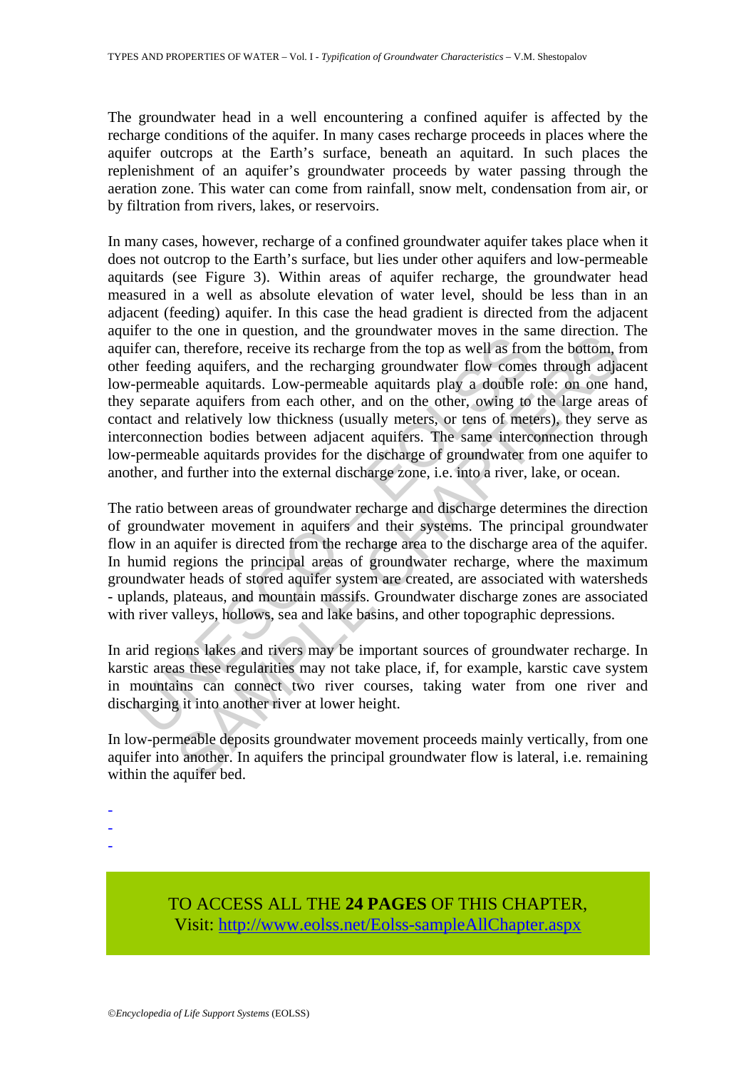The groundwater head in a well encountering a confined aquifer is affected by the recharge conditions of the aquifer. In many cases recharge proceeds in places where the aquifer outcrops at the Earth's surface, beneath an aquitard. In such places the replenishment of an aquifer's groundwater proceeds by water passing through the aeration zone. This water can come from rainfall, snow melt, condensation from air, or by filtration from rivers, lakes, or reservoirs.

In many cases, however, recharge of a confined groundwater aquifer takes place when it does not outcrop to the Earth's surface, but lies under other aquifers and low-permeable aquitards (see Figure 3). Within areas of aquifer recharge, the groundwater head measured in a well as absolute elevation of water level, should be less than in an adjacent (feeding) aquifer. In this case the head gradient is directed from the adjacent aquifer to the one in question, and the groundwater moves in the same direction. The aquifer can, therefore, receive its recharge from the top as well as from the bottom, from other feeding aquifers, and the recharging groundwater flow comes through adjacent low-permeable aquitards. Low-permeable aquitards play a double role: on one hand, they separate aquifers from each other, and on the other, owing to the large areas of contact and relatively low thickness (usually meters, or tens of meters), they serve as interconnection bodies between adjacent aquifers. The same interconnection through low-permeable aquitards provides for the discharge of groundwater from one aquifer to another, and further into the external discharge zone, i.e. into a river, lake, or ocean.

The ratio between areas of groundwater recharge and discharge determines the direction of groundwater movement in aquifers and their systems. The principal groundwater flow in an aquifer is directed from the recharge area to the discharge area of the aquifer. In humid regions the principal areas of groundwater recharge, where the maximum groundwater heads of stored aquifer system are created, are associated with watersheds - uplands, plateaus, and mountain massifs. Groundwater discharge zones are associated with river valleys, hollows, sea and lake basins, and other topographic depressions.

In arid regions lakes and rivers may be important sources of groundwater recharge. In karstic areas these regularities may not take place, if, for example, karstic cave system in mountains can connect two river courses, taking water from one river and discharging it into another river at lower height.

In low-permeable deposits groundwater movement proceeds mainly vertically, from one aquifer into another. In aquifers the principal groundwater flow is lateral, i.e. remaining within the aquifer bed.

-
-
-

TO ACCESS ALL THE **24 PAGES** OF THIS CHAPTER,
Visit: http://www.eolss.net/Eolss-sampleAllChapter.aspx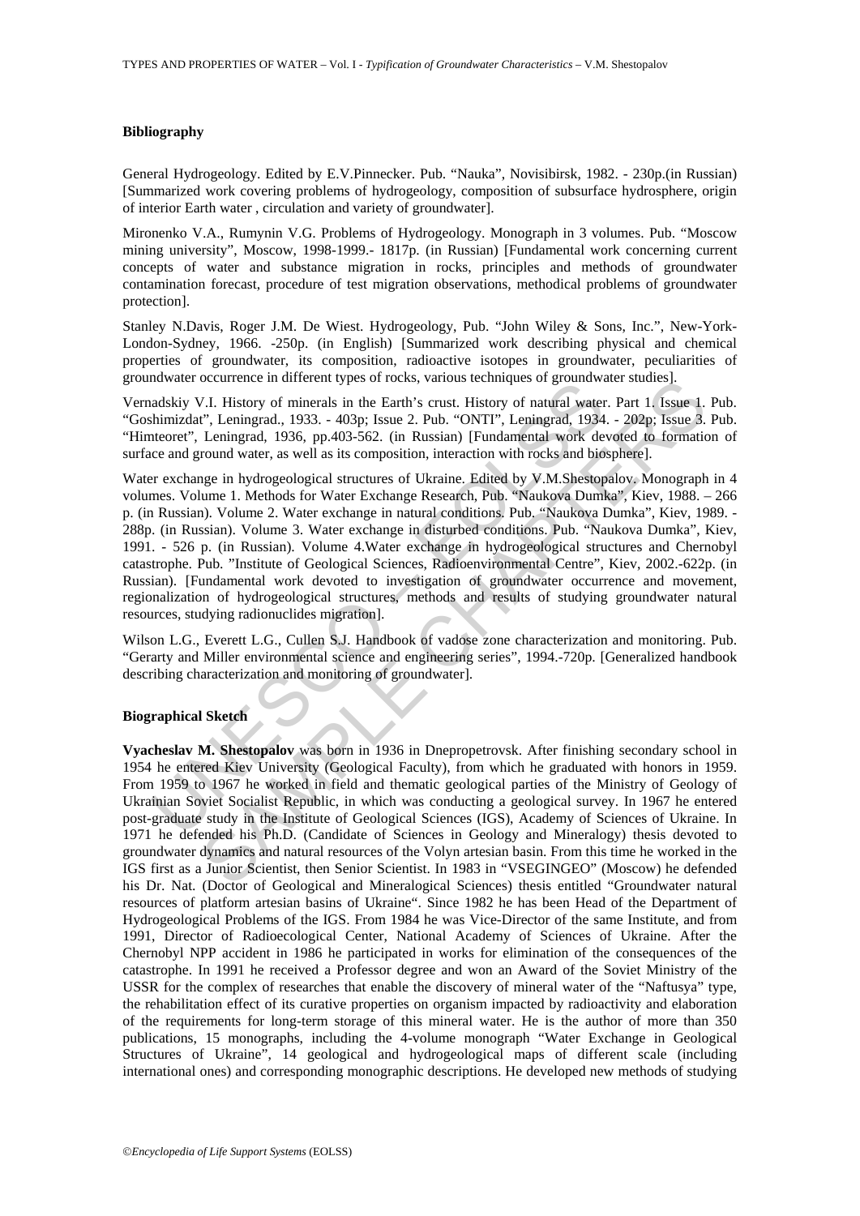### Bibliography

General Hydrogeology. Edited by E.V.Pinnecker. Pub. "Nauka", Novisibirsk, 1982. - 230p.(in Russian) [Summarized work covering problems of hydrogeology, composition of subsurface hydrosphere, origin of interior Earth water , circulation and variety of groundwater].

Mironenko V.A., Rumynin V.G. Problems of Hydrogeology. Monograph in 3 volumes. Pub. "Moscow mining university", Moscow, 1998-1999.- 1817p. (in Russian) [Fundamental work concerning current concepts of water and substance migration in rocks, principles and methods of groundwater contamination forecast, procedure of test migration observations, methodical problems of groundwater protection].

Stanley N.Davis, Roger J.M. De Wiest. Hydrogeology, Pub. "John Wiley & Sons, Inc.", New-York-London-Sydney, 1966. -250p. (in English) [Summarized work describing physical and chemical properties of groundwater, its composition, radioactive isotopes in groundwater, peculiarities of groundwater occurrence in different types of rocks, various techniques of groundwater studies].

Vernadskiy V.I. History of minerals in the Earth's crust. History of natural water. Part 1. Issue 1. Pub. "Goshimizdat", Leningrad., 1933. - 403p; Issue 2. Pub. "ONTI", Leningrad, 1934. - 202p; Issue 3. Pub. "Himteoret", Leningrad, 1936, pp.403-562. (in Russian) [Fundamental work devoted to formation of surface and ground water, as well as its composition, interaction with rocks and biosphere].

Water exchange in hydrogeological structures of Ukraine. Edited by V.M.Shestopalov. Monograph in 4 volumes. Volume 1. Methods for Water Exchange Research, Pub. "Naukova Dumka", Kiev, 1988. – 266 p. (in Russian). Volume 2. Water exchange in natural conditions. Pub. "Naukova Dumka", Kiev, 1989. - 288p. (in Russian). Volume 3. Water exchange in disturbed conditions. Pub. "Naukova Dumka", Kiev, 1991. - 526 p. (in Russian). Volume 4.Water exchange in hydrogeological structures and Chernobyl catastrophe. Pub. "Institute of Geological Sciences, Radioenvironmental Centre", Kiev, 2002.-622p. (in Russian). [Fundamental work devoted to investigation of groundwater occurrence and movement, regionalization of hydrogeological structures, methods and results of studying groundwater natural resources, studying radionuclides migration].

Wilson L.G., Everett L.G., Cullen S.J. Handbook of vadose zone characterization and monitoring. Pub. "Gerarty and Miller environmental science and engineering series", 1994.-720p. [Generalized handbook describing characterization and monitoring of groundwater].

### Biographical Sketch

**Vyacheslav M. Shestopalov** was born in 1936 in Dnepropetrovsk. After finishing secondary school in 1954 he entered Kiev University (Geological Faculty), from which he graduated with honors in 1959. From 1959 to 1967 he worked in field and thematic geological parties of the Ministry of Geology of Ukrainian Soviet Socialist Republic, in which was conducting a geological survey. In 1967 he entered post-graduate study in the Institute of Geological Sciences (IGS), Academy of Sciences of Ukraine. In 1971 he defended his Ph.D. (Candidate of Sciences in Geology and Mineralogy) thesis devoted to groundwater dynamics and natural resources of the Volyn artesian basin. From this time he worked in the IGS first as a Junior Scientist, then Senior Scientist. In 1983 in "VSEGINGEO" (Moscow) he defended his Dr. Nat. (Doctor of Geological and Mineralogical Sciences) thesis entitled "Groundwater natural resources of platform artesian basins of Ukraine". Since 1982 he has been Head of the Department of Hydrogeological Problems of the IGS. From 1984 he was Vice-Director of the same Institute, and from 1991, Director of Radioecological Center, National Academy of Sciences of Ukraine. After the Chernobyl NPP accident in 1986 he participated in works for elimination of the consequences of the catastrophe. In 1991 he received a Professor degree and won an Award of the Soviet Ministry of the USSR for the complex of researches that enable the discovery of mineral water of the "Naftusya" type, the rehabilitation effect of its curative properties on organism impacted by radioactivity and elaboration of the requirements for long-term storage of this mineral water. He is the author of more than 350 publications, 15 monographs, including the 4-volume monograph "Water Exchange in Geological Structures of Ukraine", 14 geological and hydrogeological maps of different scale (including international ones) and corresponding monographic descriptions. He developed new methods of studying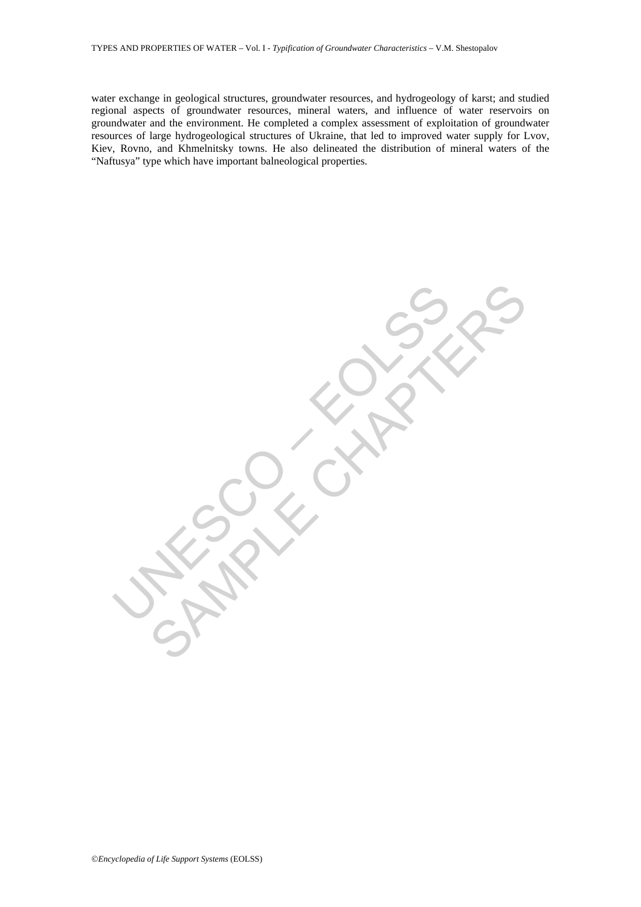water exchange in geological structures, groundwater resources, and hydrogeology of karst; and studied regional aspects of groundwater resources, mineral waters, and influence of water reservoirs on groundwater and the environment. He completed a complex assessment of exploitation of groundwater resources of large hydrogeological structures of Ukraine, that led to improved water supply for Lvov, Kiev, Rovno, and Khmelnitsky towns. He also delineated the distribution of mineral waters of the "Naftusya" type which have important balneological properties.